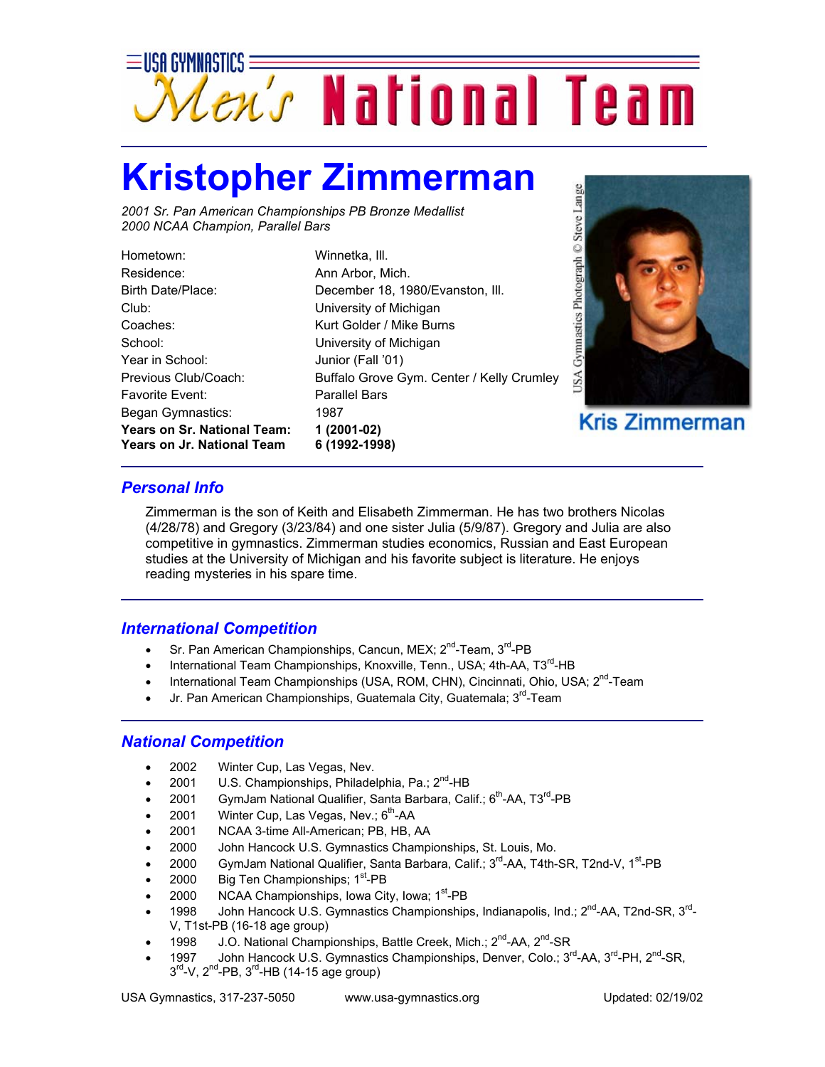USA GYMNASTICS Men's National Team

# Kristopher Zimmerman

*2001 Sr. Pan American Championships PB Bronze Medallist*
*2000 NCAA Champion, Parallel Bars*

| | |
|---|---|
| Hometown: | Winnetka, Ill. |
| Residence: | Ann Arbor, Mich. |
| Birth Date/Place: | December 18, 1980/Evanston, Ill. |
| Club: | University of Michigan |
| Coaches: | Kurt Golder / Mike Burns |
| School: | University of Michigan |
| Year in School: | Junior (Fall '01) |
| Previous Club/Coach: | Buffalo Grove Gym. Center / Kelly Crumley |
| Favorite Event: | Parallel Bars |
| Began Gymnastics: | 1987 |
| **Years on Sr. National Team:** | **1 (2001-02)** |
| **Years on Jr. National Team** | **6 (1992-1998)** |

USA Gymnastics Photograph © Steve Lange

Kris Zimmerman

## *Personal Info*

Zimmerman is the son of Keith and Elisabeth Zimmerman. He has two brothers Nicolas (4/28/78) and Gregory (3/23/84) and one sister Julia (5/9/87). Gregory and Julia are also competitive in gymnastics. Zimmerman studies economics, Russian and East European studies at the University of Michigan and his favorite subject is literature. He enjoys reading mysteries in his spare time.

## *International Competition*

- Sr. Pan American Championships, Cancun, MEX; 2nd-Team, 3rd-PB
- International Team Championships, Knoxville, Tenn., USA; 4th-AA, T3rd-HB
- International Team Championships (USA, ROM, CHN), Cincinnati, Ohio, USA; 2nd-Team
- Jr. Pan American Championships, Guatemala City, Guatemala; 3rd-Team

## *National Competition*

- 2002 Winter Cup, Las Vegas, Nev.
- 2001 U.S. Championships, Philadelphia, Pa.; 2nd-HB
- 2001 GymJam National Qualifier, Santa Barbara, Calif.; 6th-AA, T3rd-PB
- 2001 Winter Cup, Las Vegas, Nev.; 6th-AA
- 2001 NCAA 3-time All-American; PB, HB, AA
- 2000 John Hancock U.S. Gymnastics Championships, St. Louis, Mo.
- 2000 GymJam National Qualifier, Santa Barbara, Calif.; 3rd-AA, T4th-SR, T2nd-V, 1st-PB
- 2000 Big Ten Championships; 1st-PB
- 2000 NCAA Championships, Iowa City, Iowa; 1st-PB
- 1998 John Hancock U.S. Gymnastics Championships, Indianapolis, Ind.; 2nd-AA, T2nd-SR, 3rd-V, T1st-PB (16-18 age group)
- 1998 J.O. National Championships, Battle Creek, Mich.; 2nd-AA, 2nd-SR
- 1997 John Hancock U.S. Gymnastics Championships, Denver, Colo.; 3rd-AA, 3rd-PH, 2nd-SR, 3rd-V, 2nd-PB, 3rd-HB (14-15 age group)

USA Gymnastics, 317-237-5050 www.usa-gymnastics.org Updated: 02/19/02